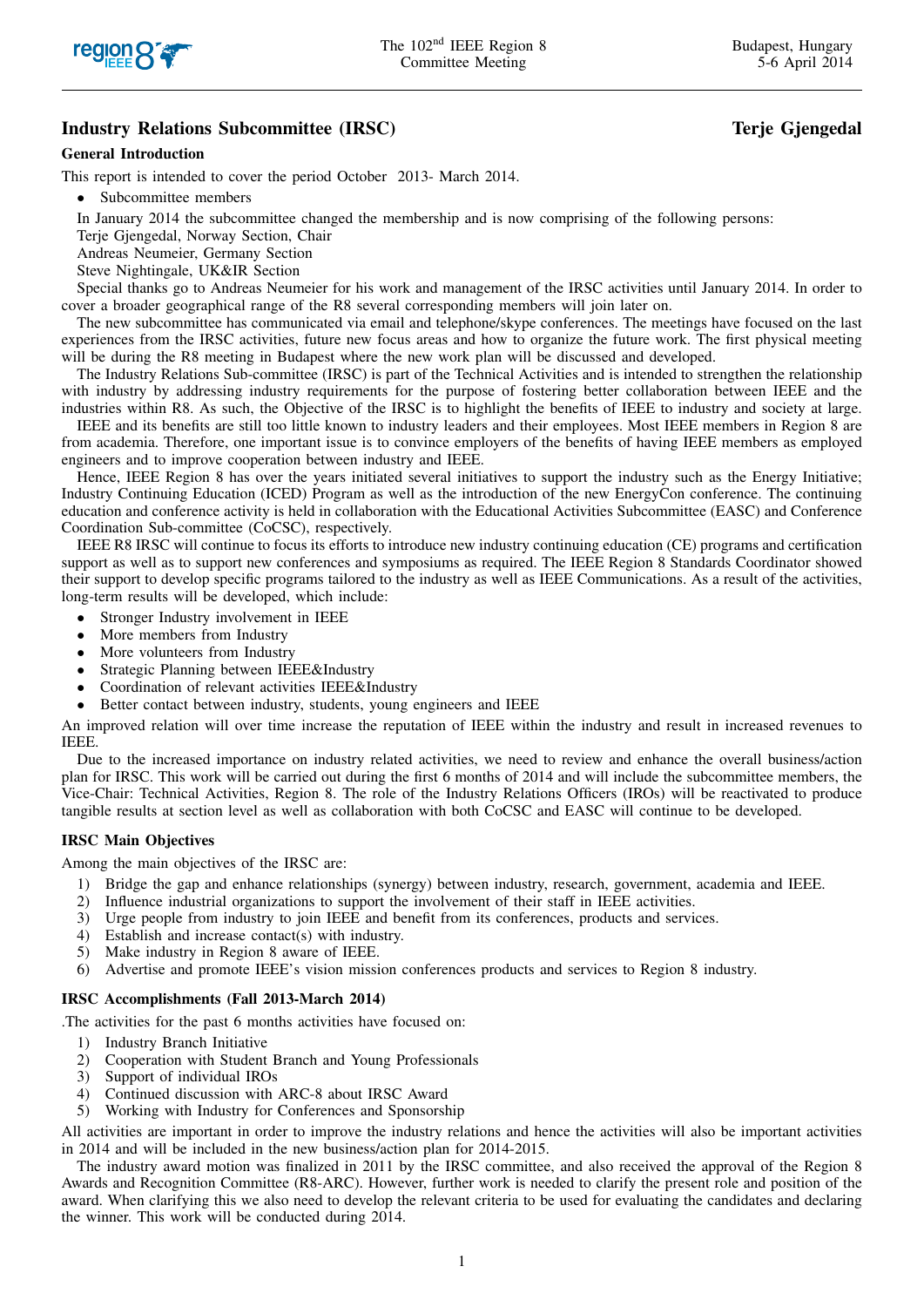## Industry Relations Subcommittee (IRSC) — Terje Gjengedal

### General Introduction

This report is intended to cover the period October 2013- March 2014.

- Subcommittee members

In January 2014 the subcommittee changed the membership and is now comprising of the following persons:
Terje Gjengedal, Norway Section, Chair
Andreas Neumeier, Germany Section
Steve Nightingale, UK&IR Section

Special thanks go to Andreas Neumeier for his work and management of the IRSC activities until January 2014. In order to cover a broader geographical range of the R8 several corresponding members will join later on.

The new subcommittee has communicated via email and telephone/skype conferences. The meetings have focused on the last experiences from the IRSC activities, future new focus areas and how to organize the future work. The first physical meeting will be during the R8 meeting in Budapest where the new work plan will be discussed and developed.

The Industry Relations Sub-committee (IRSC) is part of the Technical Activities and is intended to strengthen the relationship with industry by addressing industry requirements for the purpose of fostering better collaboration between IEEE and the industries within R8. As such, the Objective of the IRSC is to highlight the benefits of IEEE to industry and society at large.

IEEE and its benefits are still too little known to industry leaders and their employees. Most IEEE members in Region 8 are from academia. Therefore, one important issue is to convince employers of the benefits of having IEEE members as employed engineers and to improve cooperation between industry and IEEE.

Hence, IEEE Region 8 has over the years initiated several initiatives to support the industry such as the Energy Initiative; Industry Continuing Education (ICED) Program as well as the introduction of the new EnergyCon conference. The continuing education and conference activity is held in collaboration with the Educational Activities Subcommittee (EASC) and Conference Coordination Sub-committee (CoCSC), respectively.

IEEE R8 IRSC will continue to focus its efforts to introduce new industry continuing education (CE) programs and certification support as well as to support new conferences and symposiums as required. The IEEE Region 8 Standards Coordinator showed their support to develop specific programs tailored to the industry as well as IEEE Communications. As a result of the activities, long-term results will be developed, which include:

- Stronger Industry involvement in IEEE
- More members from Industry
- More volunteers from Industry
- Strategic Planning between IEEE&Industry
- Coordination of relevant activities IEEE&Industry
- Better contact between industry, students, young engineers and IEEE

An improved relation will over time increase the reputation of IEEE within the industry and result in increased revenues to IEEE.

Due to the increased importance on industry related activities, we need to review and enhance the overall business/action plan for IRSC. This work will be carried out during the first 6 months of 2014 and will include the subcommittee members, the Vice-Chair: Technical Activities, Region 8. The role of the Industry Relations Officers (IROs) will be reactivated to produce tangible results at section level as well as collaboration with both CoCSC and EASC will continue to be developed.

### IRSC Main Objectives

Among the main objectives of the IRSC are:

1) Bridge the gap and enhance relationships (synergy) between industry, research, government, academia and IEEE.
2) Influence industrial organizations to support the involvement of their staff in IEEE activities.
3) Urge people from industry to join IEEE and benefit from its conferences, products and services.
4) Establish and increase contact(s) with industry.
5) Make industry in Region 8 aware of IEEE.
6) Advertise and promote IEEE's vision mission conferences products and services to Region 8 industry.

### IRSC Accomplishments (Fall 2013-March 2014)

.The activities for the past 6 months activities have focused on:

1) Industry Branch Initiative
2) Cooperation with Student Branch and Young Professionals
3) Support of individual IROs
4) Continued discussion with ARC-8 about IRSC Award
5) Working with Industry for Conferences and Sponsorship

All activities are important in order to improve the industry relations and hence the activities will also be important activities in 2014 and will be included in the new business/action plan for 2014-2015.

The industry award motion was finalized in 2011 by the IRSC committee, and also received the approval of the Region 8 Awards and Recognition Committee (R8-ARC). However, further work is needed to clarify the present role and position of the award. When clarifying this we also need to develop the relevant criteria to be used for evaluating the candidates and declaring the winner. This work will be conducted during 2014.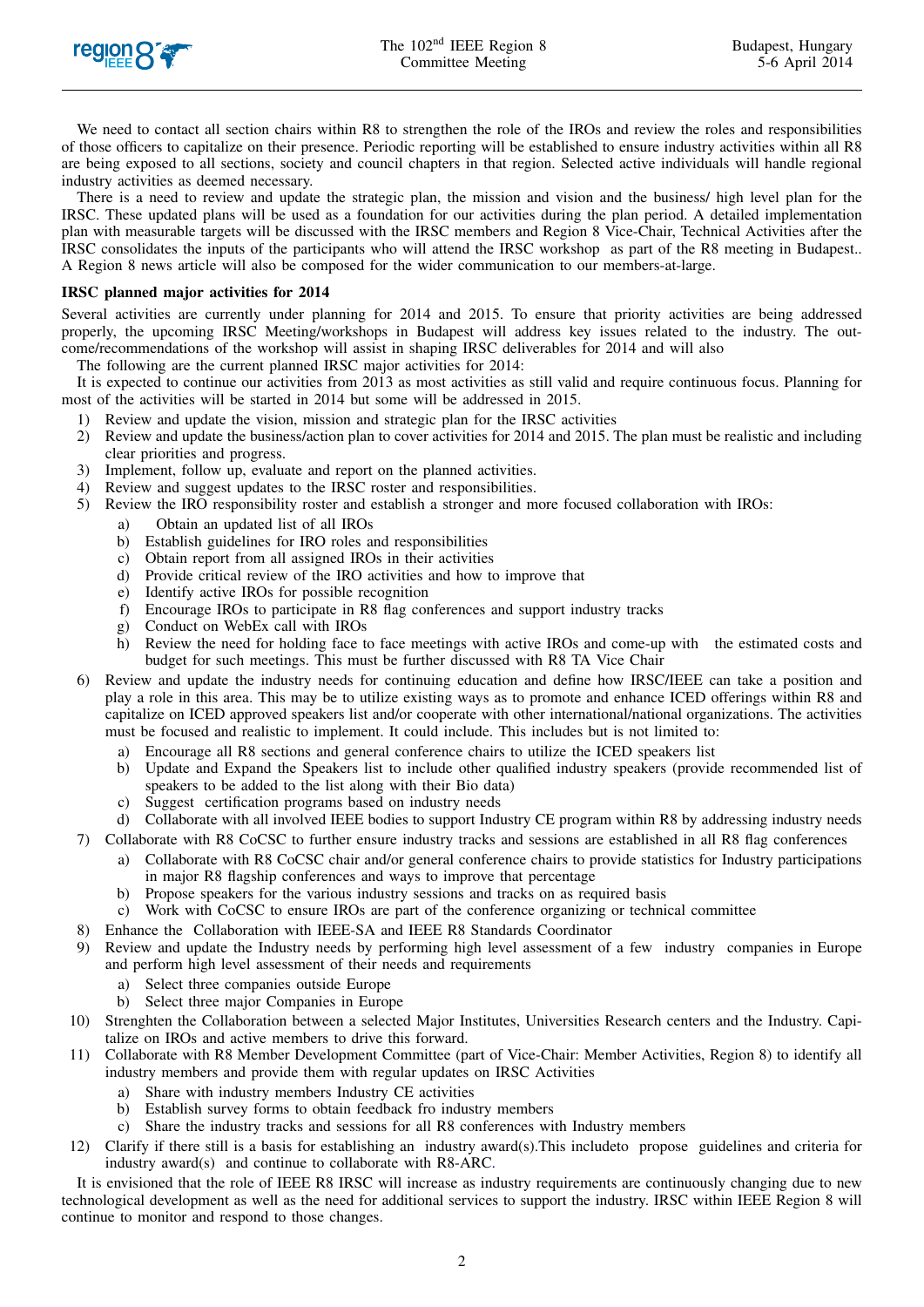We need to contact all section chairs within R8 to strengthen the role of the IROs and review the roles and responsibilities of those officers to capitalize on their presence. Periodic reporting will be established to ensure industry activities within all R8 are being exposed to all sections, society and council chapters in that region. Selected active individuals will handle regional industry activities as deemed necessary.

There is a need to review and update the strategic plan, the mission and vision and the business/ high level plan for the IRSC. These updated plans will be used as a foundation for our activities during the plan period. A detailed implementation plan with measurable targets will be discussed with the IRSC members and Region 8 Vice-Chair, Technical Activities after the IRSC consolidates the inputs of the participants who will attend the IRSC workshop as part of the R8 meeting in Budapest.. A Region 8 news article will also be composed for the wider communication to our members-at-large.

**IRSC planned major activities for 2014**

Several activities are currently under planning for 2014 and 2015. To ensure that priority activities are being addressed properly, the upcoming IRSC Meeting/workshops in Budapest will address key issues related to the industry. The outcome/recommendations of the workshop will assist in shaping IRSC deliverables for 2014 and will also

The following are the current planned IRSC major activities for 2014:

It is expected to continue our activities from 2013 as most activities as still valid and require continuous focus. Planning for most of the activities will be started in 2014 but some will be addressed in 2015.

1) Review and update the vision, mission and strategic plan for the IRSC activities
2) Review and update the business/action plan to cover activities for 2014 and 2015. The plan must be realistic and including clear priorities and progress.
3) Implement, follow up, evaluate and report on the planned activities.
4) Review and suggest updates to the IRSC roster and responsibilities.
5) Review the IRO responsibility roster and establish a stronger and more focused collaboration with IROs:
   a) Obtain an updated list of all IROs
   b) Establish guidelines for IRO roles and responsibilities
   c) Obtain report from all assigned IROs in their activities
   d) Provide critical review of the IRO activities and how to improve that
   e) Identify active IROs for possible recognition
   f) Encourage IROs to participate in R8 flag conferences and support industry tracks
   g) Conduct on WebEx call with IROs
   h) Review the need for holding face to face meetings with active IROs and come-up with the estimated costs and budget for such meetings. This must be further discussed with R8 TA Vice Chair
6) Review and update the industry needs for continuing education and define how IRSC/IEEE can take a position and play a role in this area. This may be to utilize existing ways as to promote and enhance ICED offerings within R8 and capitalize on ICED approved speakers list and/or cooperate with other international/national organizations. The activities must be focused and realistic to implement. It could include. This includes but is not limited to:
   a) Encourage all R8 sections and general conference chairs to utilize the ICED speakers list
   b) Update and Expand the Speakers list to include other qualified industry speakers (provide recommended list of speakers to be added to the list along with their Bio data)
   c) Suggest certification programs based on industry needs
   d) Collaborate with all involved IEEE bodies to support Industry CE program within R8 by addressing industry needs
7) Collaborate with R8 CoCSC to further ensure industry tracks and sessions are established in all R8 flag conferences
   a) Collaborate with R8 CoCSC chair and/or general conference chairs to provide statistics for Industry participations in major R8 flagship conferences and ways to improve that percentage
   b) Propose speakers for the various industry sessions and tracks on as required basis
   c) Work with CoCSC to ensure IROs are part of the conference organizing or technical committee
8) Enhance the Collaboration with IEEE-SA and IEEE R8 Standards Coordinator
9) Review and update the Industry needs by performing high level assessment of a few industry companies in Europe and perform high level assessment of their needs and requirements
   a) Select three companies outside Europe
   b) Select three major Companies in Europe
10) Strenghten the Collaboration between a selected Major Institutes, Universities Research centers and the Industry. Capitalize on IROs and active members to drive this forward.
11) Collaborate with R8 Member Development Committee (part of Vice-Chair: Member Activities, Region 8) to identify all industry members and provide them with regular updates on IRSC Activities
    a) Share with industry members Industry CE activities
    b) Establish survey forms to obtain feedback fro industry members
    c) Share the industry tracks and sessions for all R8 conferences with Industry members
12) Clarify if there still is a basis for establishing an industry award(s).This includeto propose guidelines and criteria for industry award(s) and continue to collaborate with R8-ARC.

It is envisioned that the role of IEEE R8 IRSC will increase as industry requirements are continuously changing due to new technological development as well as the need for additional services to support the industry. IRSC within IEEE Region 8 will continue to monitor and respond to those changes.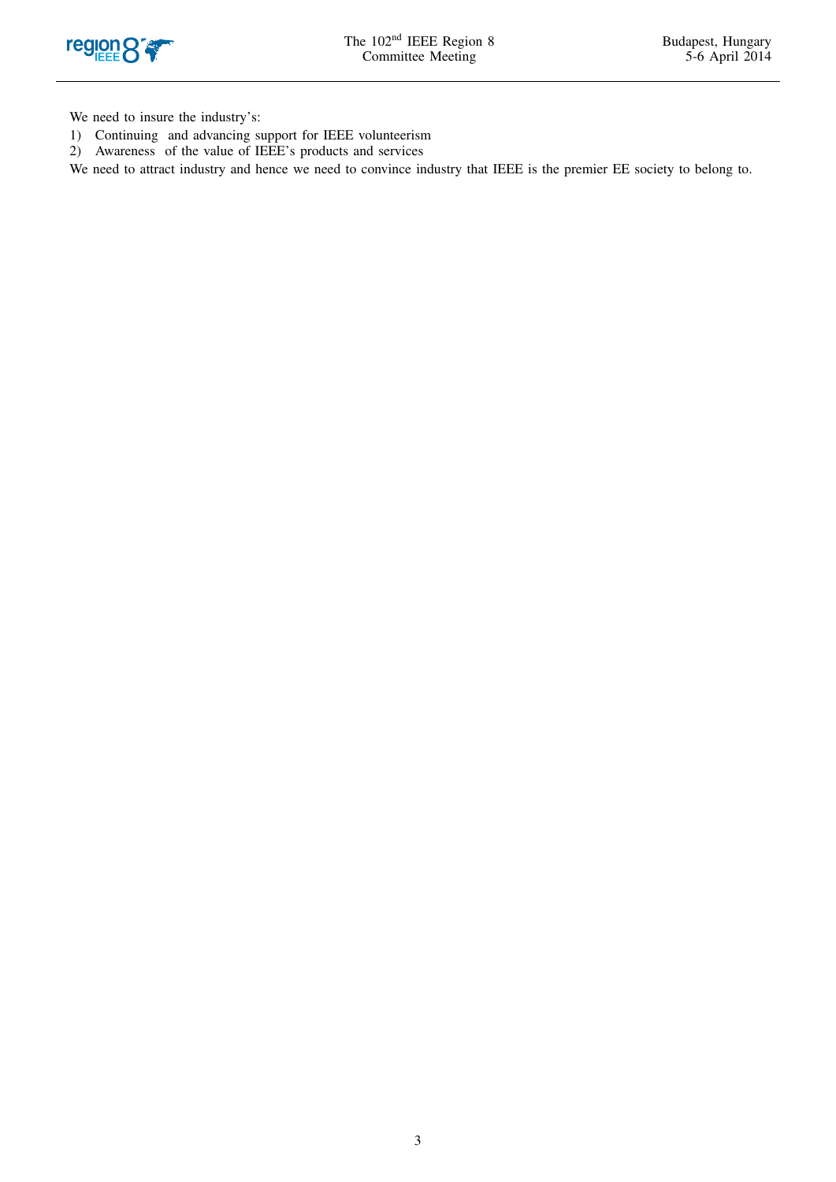We need to insure the industry's:

1) Continuing and advancing support for IEEE volunteerism
2) Awareness of the value of IEEE's products and services

We need to attract industry and hence we need to convince industry that IEEE is the premier EE society to belong to.